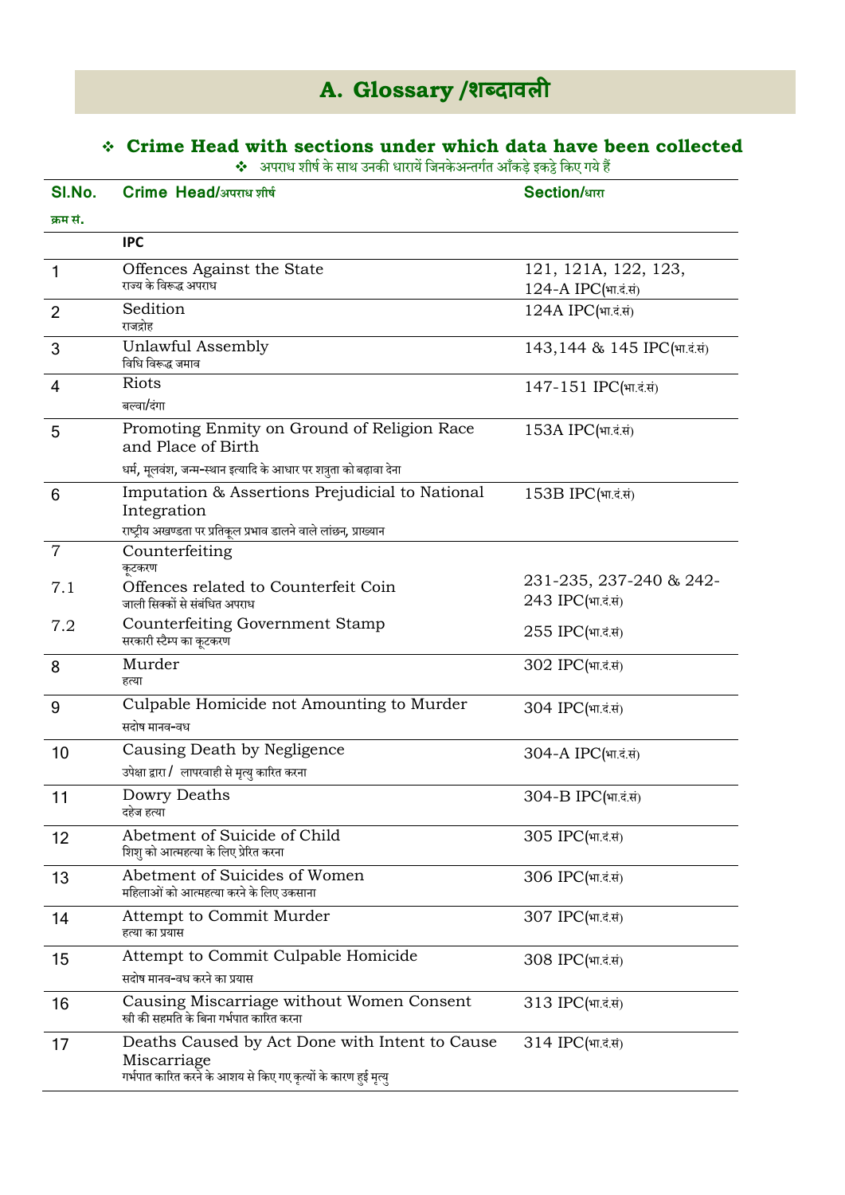# A. Glossary /शब्दावली

## ❖ Crime Head with sections under which data have been collected

❖ अपराध शीर्ष के साथ उनकी धारायें जिनकेअन्तर्गत आँकड़े इकट्ठे किए गये हैं

| Sl.No. क्रम सं. | Crime Head/अपराध शीर्ष | Section/धारा |
|---|---|---|
| | **IPC** | |
| 1 | Offences Against the State<br>राज्य के विरूद्ध अपराध | 121, 121A, 122, 123, 124-A IPC(भा.दं.सं) |
| 2 | Sedition<br>राजद्रोह | 124A IPC(भा.दं.सं) |
| 3 | Unlawful Assembly<br>विधि विरूद्ध जमाव | 143,144 & 145 IPC(भा.दं.सं) |
| 4 | Riots<br>बल्वा/दंगा | 147-151 IPC(भा.दं.सं) |
| 5 | Promoting Enmity on Ground of Religion Race and Place of Birth<br>धर्म, मूलवंश, जन्म-स्थान इत्यादि के आधार पर शत्रुता को बढ़ावा देना | 153A IPC(भा.दं.सं) |
| 6 | Imputation & Assertions Prejudicial to National Integration<br>राष्ट्रीय अखण्डता पर प्रतिकूल प्रभाव डालने वाले लांछन, प्राख्यान | 153B IPC(भा.दं.सं) |
| 7 | Counterfeiting<br>कूटकरण | |
| 7.1 | Offences related to Counterfeit Coin<br>जाली सिक्कों से संबंधित अपराध | 231-235, 237-240 & 242-243 IPC(भा.दं.सं) |
| 7.2 | Counterfeiting Government Stamp<br>सरकारी स्टैम्प का कूटकरण | 255 IPC(भा.दं.सं) |
| 8 | Murder<br>हत्या | 302 IPC(भा.दं.सं) |
| 9 | Culpable Homicide not Amounting to Murder<br>सदोष मानव-वध | 304 IPC(भा.दं.सं) |
| 10 | Causing Death by Negligence<br>उपेक्षा द्वारा / लापरवाही से मृत्यु कारित करना | 304-A IPC(भा.दं.सं) |
| 11 | Dowry Deaths<br>दहेज हत्या | 304-B IPC(भा.दं.सं) |
| 12 | Abetment of Suicide of Child<br>शिशु को आत्महत्या के लिए प्रेरित करना | 305 IPC(भा.दं.सं) |
| 13 | Abetment of Suicides of Women<br>महिलाओं को आत्महत्या करने के लिए उकसाना | 306 IPC(भा.दं.सं) |
| 14 | Attempt to Commit Murder<br>हत्या का प्रयास | 307 IPC(भा.दं.सं) |
| 15 | Attempt to Commit Culpable Homicide<br>सदोष मानव-वध करने का प्रयास | 308 IPC(भा.दं.सं) |
| 16 | Causing Miscarriage without Women Consent<br>स्त्री की सहमति के बिना गर्भपात कारित करना | 313 IPC(भा.दं.सं) |
| 17 | Deaths Caused by Act Done with Intent to Cause Miscarriage<br>गर्भपात कारित करने के आशय से किए गए कृत्यों के कारण हुई मृत्यु | 314 IPC(भा.दं.सं) |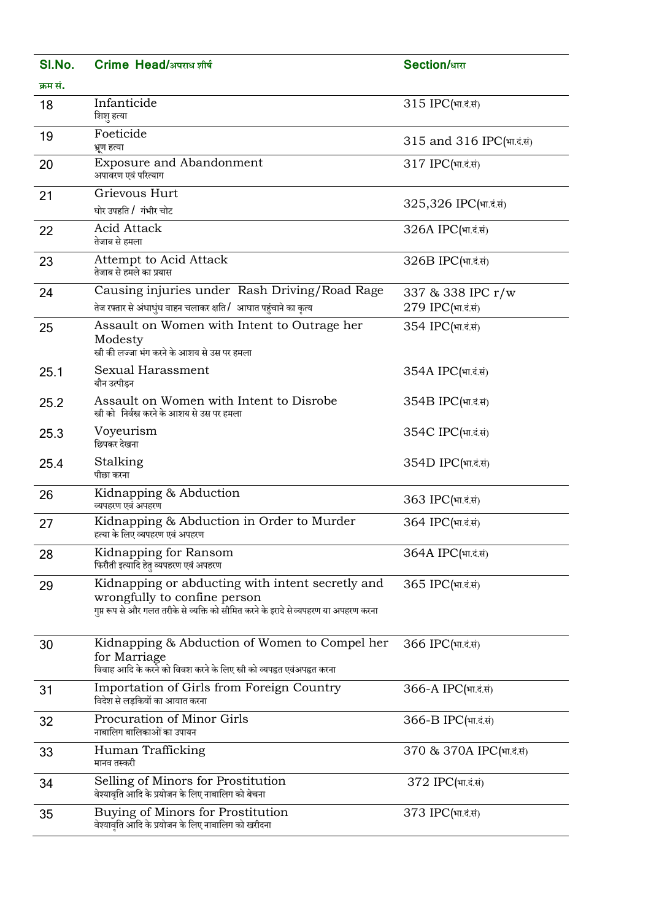| Sl.No. क्रम सं. | Crime Head/अपराध शीर्ष | Section/धारा |
|---|---|---|
| 18 | Infanticide<br>शिशु हत्या | 315 IPC(भा.दं.सं) |
| 19 | Foeticide<br>भ्रूण हत्या | 315 and 316 IPC(भा.दं.सं) |
| 20 | Exposure and Abandonment<br>अपावरण एवं परित्याग | 317 IPC(भा.दं.सं) |
| 21 | Grievous Hurt<br>घोर उपहति / गंभीर चोट | 325,326 IPC(भा.दं.सं) |
| 22 | Acid Attack<br>तेजाब से हमला | 326A IPC(भा.दं.सं) |
| 23 | Attempt to Acid Attack<br>तेजाब से हमले का प्रयास | 326B IPC(भा.दं.सं) |
| 24 | Causing injuries under Rash Driving/Road Rage<br>तेज रफ्तार से अंधाधुंध वाहन चलाकर क्षति / आघात पहुंचाने का कृत्य | 337 & 338 IPC r/w 279 IPC(भा.दं.सं) |
| 25 | Assault on Women with Intent to Outrage her Modesty<br>स्त्री की लज्जा भंग करने के आशय से उस पर हमला | 354 IPC(भा.दं.सं) |
| 25.1 | Sexual Harassment<br>यौन उत्पीड़न | 354A IPC(भा.दं.सं) |
| 25.2 | Assault on Women with Intent to Disrobe<br>स्त्री को निर्वस्त्र करने के आशय से उस पर हमला | 354B IPC(भा.दं.सं) |
| 25.3 | Voyeurism<br>छिपकर देखना | 354C IPC(भा.दं.सं) |
| 25.4 | Stalking<br>पीछा करना | 354D IPC(भा.दं.सं) |
| 26 | Kidnapping & Abduction<br>व्यपहरण एवं अपहरण | 363 IPC(भा.दं.सं) |
| 27 | Kidnapping & Abduction in Order to Murder<br>हत्या के लिए व्यपहरण एवं अपहरण | 364 IPC(भा.दं.सं) |
| 28 | Kidnapping for Ransom<br>फिरौती इत्यादि हेतु व्यपहरण एवं अपहरण | 364A IPC(भा.दं.सं) |
| 29 | Kidnapping or abducting with intent secretly and wrongfully to confine person<br>गुप्त रूप से और गलत तरीके से व्यक्ति को सीमित करने के इरादे से व्यपहरण या अपहरण करना | 365 IPC(भा.दं.सं) |
| 30 | Kidnapping & Abduction of Women to Compel her for Marriage<br>विवाह आदि के करने को विवश करने के लिए स्त्री को व्यपहृत एवंअपहृत करना | 366 IPC(भा.दं.सं) |
| 31 | Importation of Girls from Foreign Country<br>विदेश से लड़कियों का आयात करना | 366-A IPC(भा.दं.सं) |
| 32 | Procuration of Minor Girls<br>नाबालिग बालिकाओं का उपापन | 366-B IPC(भा.दं.सं) |
| 33 | Human Trafficking<br>मानव तस्करी | 370 & 370A IPC(भा.दं.सं) |
| 34 | Selling of Minors for Prostitution<br>वेश्यावृति आदि के प्रयोजन के लिए नाबालिग को बेचना | 372 IPC(भा.दं.सं) |
| 35 | Buying of Minors for Prostitution<br>वेश्यावृति आदि के प्रयोजन के लिए नाबालिग को खरीदना | 373 IPC(भा.दं.सं) |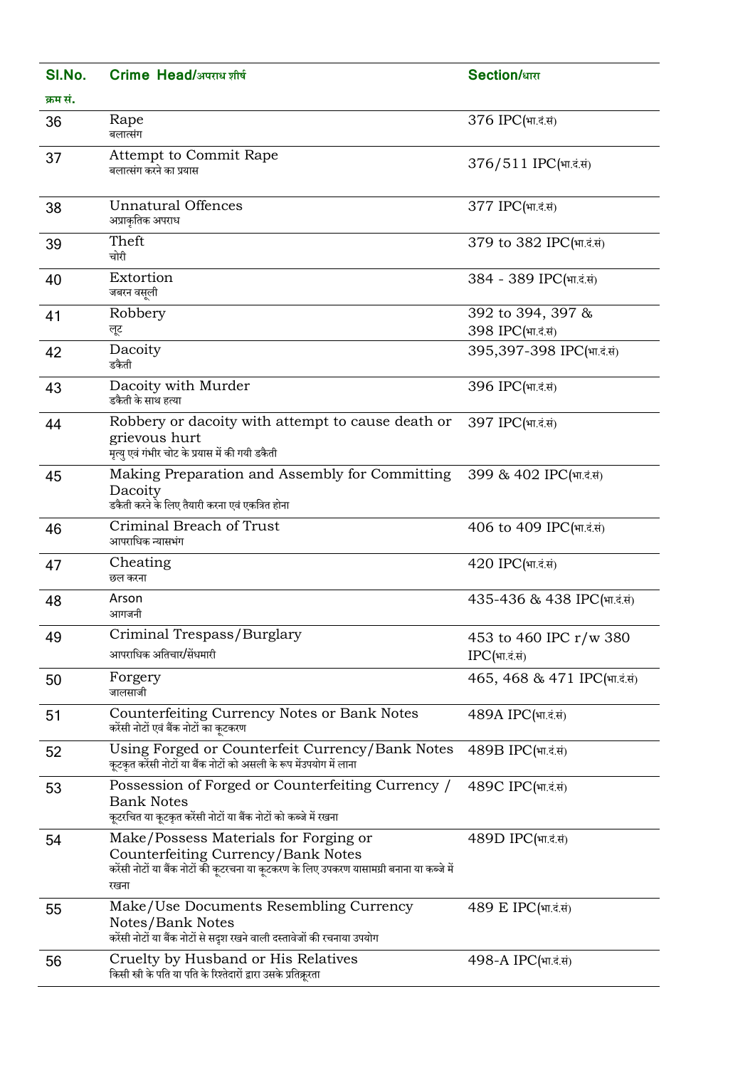| Sl.No. क्रम सं. | Crime Head/अपराध शीर्ष | Section/धारा |
|---|---|---|
| 36 | Rape<br>बलात्संग | 376 IPC(भा.दं.सं) |
| 37 | Attempt to Commit Rape<br>बलात्संग करने का प्रयास | 376/511 IPC(भा.दं.सं) |
| 38 | Unnatural Offences<br>अप्राकृतिक अपराध | 377 IPC(भा.दं.सं) |
| 39 | Theft<br>चोरी | 379 to 382 IPC(भा.दं.सं) |
| 40 | Extortion<br>जबरन वसूली | 384 - 389 IPC(भा.दं.सं) |
| 41 | Robbery<br>लूट | 392 to 394, 397 & 398 IPC(भा.दं.सं) |
| 42 | Dacoity<br>डकैती | 395,397-398 IPC(भा.दं.सं) |
| 43 | Dacoity with Murder<br>डकैती के साथ हत्या | 396 IPC(भा.दं.सं) |
| 44 | Robbery or dacoity with attempt to cause death or grievous hurt<br>मृत्यु एवं गंभीर चोट के प्रयास में की गयी डकैती | 397 IPC(भा.दं.सं) |
| 45 | Making Preparation and Assembly for Committing Dacoity<br>डकैती करने के लिए तैयारी करना एवं एकत्रित होना | 399 & 402 IPC(भा.दं.सं) |
| 46 | Criminal Breach of Trust<br>आपराधिक न्यासभंग | 406 to 409 IPC(भा.दं.सं) |
| 47 | Cheating<br>छल करना | 420 IPC(भा.दं.सं) |
| 48 | Arson<br>आगजनी | 435-436 & 438 IPC(भा.दं.सं) |
| 49 | Criminal Trespass/Burglary<br>आपराधिक अतिचार/सेंधमारी | 453 to 460 IPC r/w 380 IPC(भा.दं.सं) |
| 50 | Forgery<br>जालसाजी | 465, 468 & 471 IPC(भा.दं.सं) |
| 51 | Counterfeiting Currency Notes or Bank Notes<br>करेंसी नोटों एवं बैंक नोटों का कूटकरण | 489A IPC(भा.दं.सं) |
| 52 | Using Forged or Counterfeit Currency/Bank Notes<br>कूटकृत करेंसी नोटों या बैंक नोटों को असली के रूप मेंउपयोग में लाना | 489B IPC(भा.दं.सं) |
| 53 | Possession of Forged or Counterfeiting Currency / Bank Notes<br>कूटरचित या कूटकृत करेंसी नोटों या बैंक नोटों को कब्जे में रखना | 489C IPC(भा.दं.सं) |
| 54 | Make/Possess Materials for Forging or Counterfeiting Currency/Bank Notes<br>करेंसी नोटों या बैंक नोटों की कूटरचना या कूटकरण के लिए उपकरण यासामग्री बनाना या कब्जे में रखना | 489D IPC(भा.दं.सं) |
| 55 | Make/Use Documents Resembling Currency Notes/Bank Notes<br>करेंसी नोटों या बैंक नोटों से सदृश रखने वाली दस्तावेजों की रचनाया उपयोग | 489 E IPC(भा.दं.सं) |
| 56 | Cruelty by Husband or His Relatives<br>किसी स्त्री के पति या पति के रिश्तेदारों द्वारा उसके प्रतिक्रूरता | 498-A IPC(भा.दं.सं) |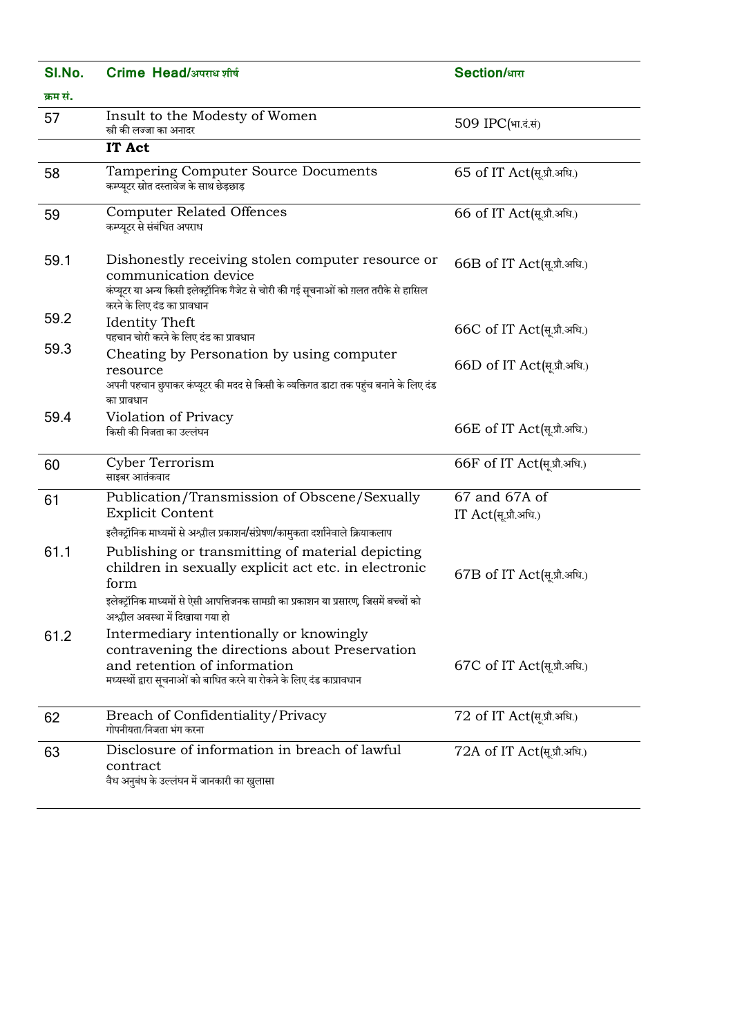| Sl.No. क्रम सं. | Crime Head/अपराध शीर्ष | Section/धारा |
|---|---|---|
| 57 | Insult to the Modesty of Women<br>स्त्री की लज्जा का अनादर | 509 IPC(भा.दं.सं) |
| | **IT Act** | |
| 58 | Tampering Computer Source Documents<br>कम्प्यूटर स्रोत दस्तावेज के साथ छेड़छाड़ | 65 of IT Act(सू.प्रौ.अधि.) |
| 59 | Computer Related Offences<br>कम्प्यूटर से संबंधित अपराध | 66 of IT Act(सू.प्रौ.अधि.) |
| 59.1 | Dishonestly receiving stolen computer resource or communication device<br>कंप्यूटर या अन्य किसी इलेक्ट्रॉनिक गैजेट से चोरी की गई सूचनाओं को ग़लत तरीके से हासिल करने के लिए दंड का प्रावधान | 66B of IT Act(सू.प्रौ.अधि.) |
| 59.2 | Identity Theft<br>पहचान चोरी करने के लिए दंड का प्रावधान | 66C of IT Act(सू.प्रौ.अधि.) |
| 59.3 | Cheating by Personation by using computer resource<br>अपनी पहचान छुपाकर कंप्यूटर की मदद से किसी के व्यक्तिगत डाटा तक पहुंच बनाने के लिए दंड का प्रावधान | 66D of IT Act(सू.प्रौ.अधि.) |
| 59.4 | Violation of Privacy<br>किसी की निजता का उल्लंघन | 66E of IT Act(सू.प्रौ.अधि.) |
| 60 | Cyber Terrorism<br>साइबर आतंकवाद | 66F of IT Act(सू.प्रौ.अधि.) |
| 61 | Publication/Transmission of Obscene/Sexually Explicit Content<br>इलैक्ट्रॉनिक माध्यमों से अश्लील प्रकाशन/संप्रेषण/कामुकता दर्शानेवाले क्रियाकलाप | 67 and 67A of IT Act(सू.प्रौ.अधि.) |
| 61.1 | Publishing or transmitting of material depicting children in sexually explicit act etc. in electronic form<br>इलेक्ट्रॉनिक माध्यमों से ऐसी आपत्तिजनक सामग्री का प्रकाशन या प्रसारण, जिसमें बच्चों को अश्लील अवस्था में दिखाया गया हो | 67B of IT Act(सू.प्रौ.अधि.) |
| 61.2 | Intermediary intentionally or knowingly contravening the directions about Preservation and retention of information<br>मध्यस्थों द्वारा सूचनाओं को बाधित करने या रोकने के लिए दंड काप्रावधान | 67C of IT Act(सू.प्रौ.अधि.) |
| 62 | Breach of Confidentiality/Privacy<br>गोपनीयता/निजता भंग करना | 72 of IT Act(सू.प्रौ.अधि.) |
| 63 | Disclosure of information in breach of lawful contract<br>वैध अनुबंध के उल्लंघन में जानकारी का खुलासा | 72A of IT Act(सू.प्रौ.अधि.) |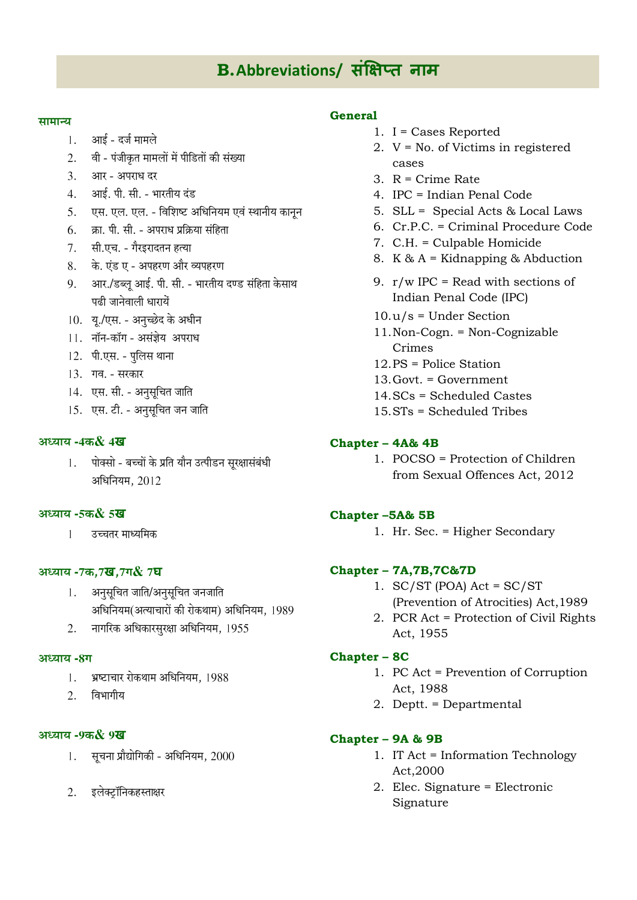## B. Abbreviations/ संक्षिप्त नाम

### सामान्य

1. आई - दर्ज मामले
2. वी - पंजीकृत मामलों में पीडितों की संख्या
3. आर - अपराध दर
4. आई. पी. सी. - भारतीय दंड
5. एस. एल. एल. - विशिष्ट अधिनियम एवं स्थानीय कानून
6. क्रा. पी. सी. - अपराध प्रक्रिया संहिता
7. सी.एच. - गैरइरादतन हत्या
8. के. एंड ए - अपहरण और व्यपहरण
9. आर./डब्लू आई. पी. सी. - भारतीय दण्ड संहिता केसाथ पढी जानेवाली धारायें
10. यू./एस. - अनुच्छेद के अधीन
11. नॉन-कॉग - असंज्ञेय अपराध
12. पी.एस. - पुलिस थाना
13. गव. - सरकार
14. एस. सी. - अनुसूचित जाति
15. एस. टी. - अनुसूचित जन जाति

### अध्याय -4क& 4ख

1. पोक्सो - बच्चों के प्रति यौन उत्पीडन सूरक्षासंबंधी अधिनियम, 2012

### अध्याय -5क& 5ख

1. उच्चतर माध्यमिक

### अध्याय -7क,7ख,7ग& 7घ

1. अनुसूचित जाति/अनुसूचित जनजाति अधिनियम(अत्याचारों की रोकथाम) अधिनियम, 1989
2. नागरिक अधिकारसुरक्षा अधिनियम, 1955

### अध्याय -8ग

1. भ्रष्टाचार रोकथाम अधिनियम, 1988
2. विभागीय

### अध्याय -9क& 9ख

1. सूचना प्रौद्योगिकी - अधिनियम, 2000
2. इलेक्ट्रॉनिकहस्ताक्षर

### General

1. I = Cases Reported
2. V = No. of Victims in registered cases
3. R = Crime Rate
4. IPC = Indian Penal Code
5. SLL = Special Acts & Local Laws
6. Cr.P.C. = Criminal Procedure Code
7. C.H. = Culpable Homicide
8. K & A = Kidnapping & Abduction
9. r/w IPC = Read with sections of Indian Penal Code (IPC)
10. u/s = Under Section
11. Non-Cogn. = Non-Cognizable Crimes
12. PS = Police Station
13. Govt. = Government
14. SCs = Scheduled Castes
15. STs = Scheduled Tribes

### Chapter – 4A& 4B

1. POCSO = Protection of Children from Sexual Offences Act, 2012

### Chapter –5A& 5B

1. Hr. Sec. = Higher Secondary

### Chapter – 7A,7B,7C&7D

1. SC/ST (POA) Act = SC/ST (Prevention of Atrocities) Act,1989
2. PCR Act = Protection of Civil Rights Act, 1955

### Chapter – 8C

1. PC Act = Prevention of Corruption Act, 1988
2. Deptt. = Departmental

### Chapter – 9A & 9B

1. IT Act = Information Technology Act,2000
2. Elec. Signature = Electronic Signature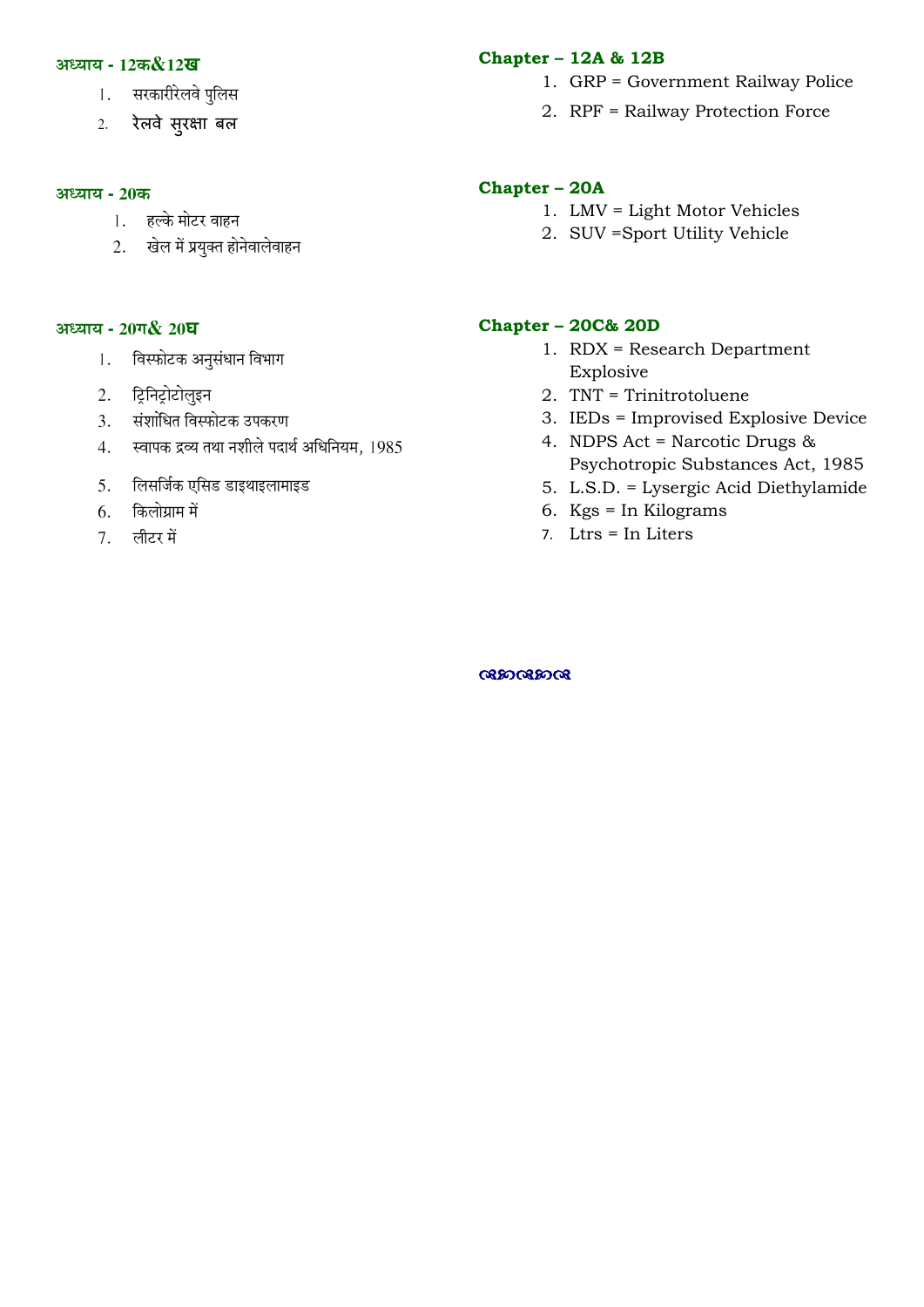### अध्याय - 12क&12ख

1. सरकारीरेलवे पुलिस
2. रेलवे सुरक्षा बल

### अध्याय - 20क

1. हल्के मोटर वाहन
2. खेल में प्रयुक्त होनेवालेवाहन

### अध्याय - 20ग& 20घ

1. विस्फोटक अनुसंधान विभाग
2. ट्रिनिट्रोटोलुइन
3. संशोधित विस्फोटक उपकरण
4. स्वापक द्रव्य तथा नशीले पदार्थ अधिनियम, 1985
5. लिसर्जिक एसिड डाइथाइलामाइड
6. किलोग्राम में
7. लीटर में

### Chapter – 12A & 12B

1. GRP = Government Railway Police
2. RPF = Railway Protection Force

### Chapter – 20A

1. LMV = Light Motor Vehicles
2. SUV =Sport Utility Vehicle

### Chapter – 20C& 20D

1. RDX = Research Department Explosive
2. TNT = Trinitrotoluene
3. IEDs = Improvised Explosive Device
4. NDPS Act = Narcotic Drugs & Psychotropic Substances Act, 1985
5. L.S.D. = Lysergic Acid Diethylamide
6. Kgs = In Kilograms
7. Ltrs = In Liters